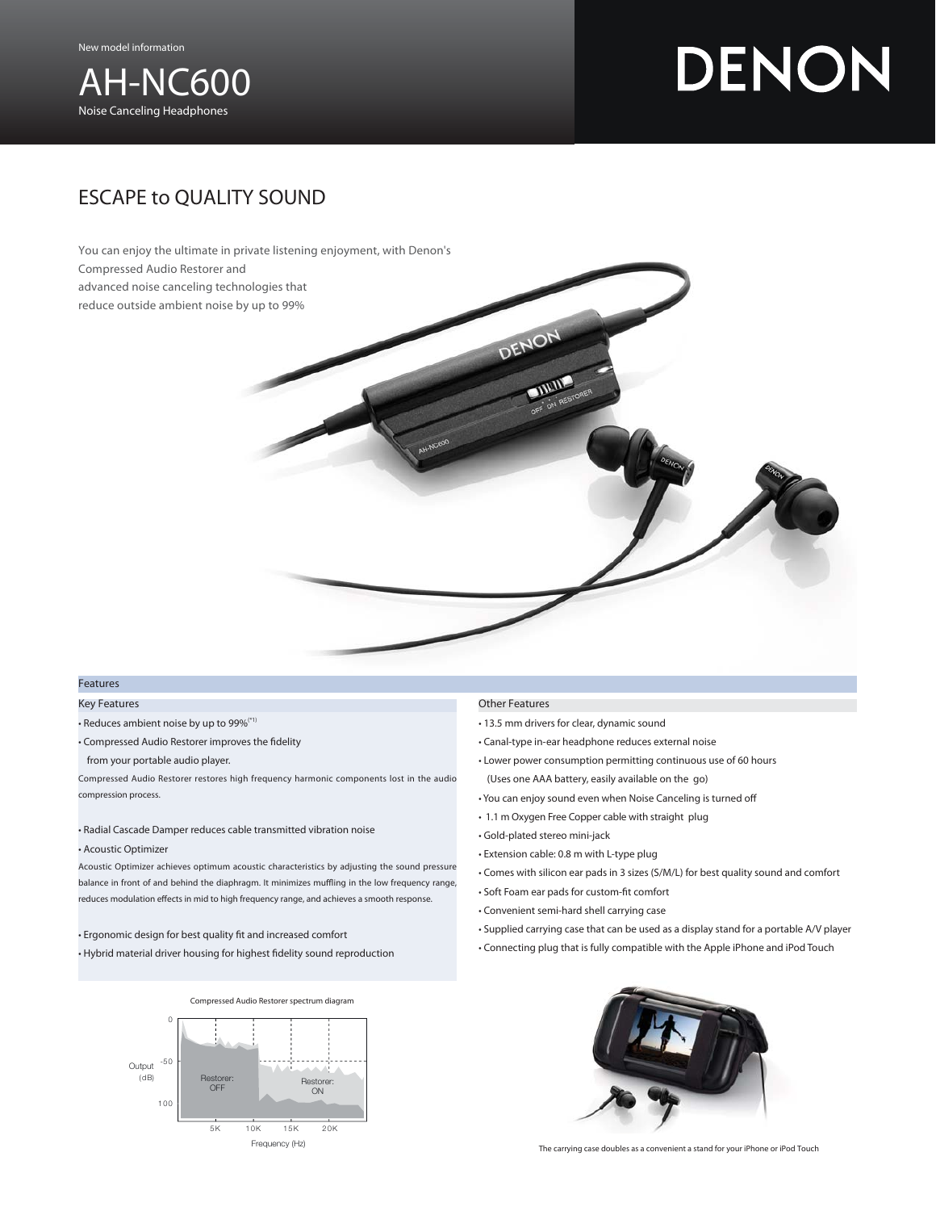New model information

# AH-NC600

Noise Canceling Headphones

DENON

## ESCAPE to QUALITY SOUND

You can enjoy the ultimate in private listening enjoyment, with Denon's Compressed Audio Restorer and advanced noise canceling technologies that reduce outside ambient noise by up to 99%

## Features

### Key Features

- Reduces ambient noise by up to 99%[*1]
- Compressed Audio Restorer improves the fidelity from your portable audio player.

Compressed Audio Restorer restores high frequency harmonic components lost in the audio compression process.

- Radial Cascade Damper reduces cable transmitted vibration noise
- Acoustic Optimizer

Acoustic Optimizer achieves optimum acoustic characteristics by adjusting the sound pressure balance in front of and behind the diaphragm. It minimizes muffling in the low frequency range, reduces modulation effects in mid to high frequency range, and achieves a smooth response.

- Ergonomic design for best quality fit and increased comfort
- Hybrid material driver housing for highest fidelity sound reproduction

### Other Features

- 13.5 mm drivers for clear, dynamic sound
- Canal-type in-ear headphone reduces external noise
- Lower power consumption permitting continuous use of 60 hours (Uses one AAA battery, easily available on the go)
- You can enjoy sound even when Noise Canceling is turned off
- 1.1 m Oxygen Free Copper cable with straight plug
- Gold-plated stereo mini-jack
- Extension cable: 0.8 m with L-type plug
- Comes with silicon ear pads in 3 sizes (S/M/L) for best quality sound and comfort
- Soft Foam ear pads for custom-fit comfort
- Convenient semi-hard shell carrying case
- Supplied carrying case that can be used as a display stand for a portable A/V player
- Connecting plug that is fully compatible with the Apple iPhone and iPod Touch

Compressed Audio Restorer spectrum diagram

Output (dB): 0, -50, 100 — Restorer: OFF / Restorer: ON — Frequency (Hz): 5K, 10K, 15K, 20K

The carrying case doubles as a convenient a stand for your iPhone or iPod Touch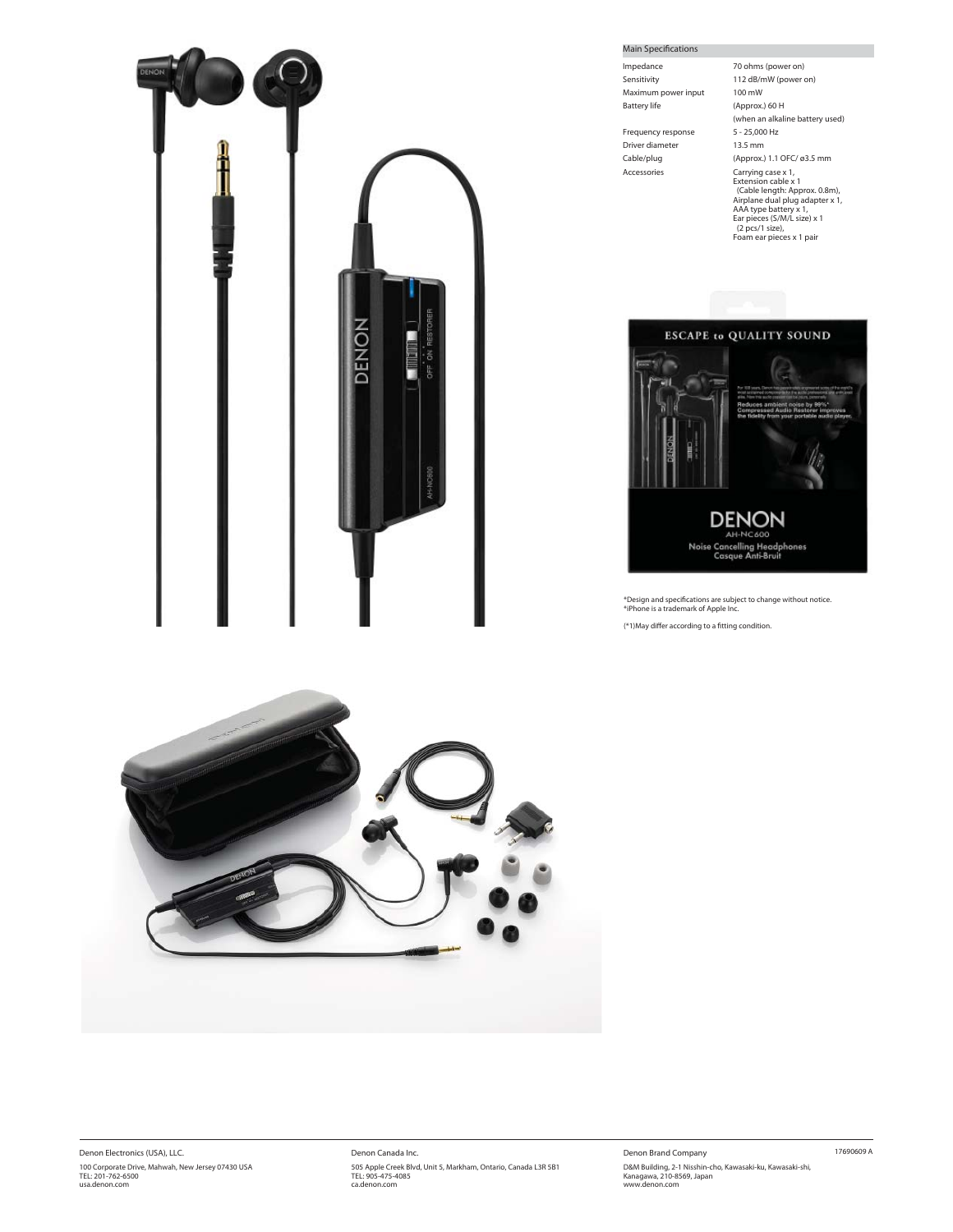## Main Specifications

| | |
|---|---|
| Impedance | 70 ohms (power on) |
| Sensitivity | 112 dB/mW (power on) |
| Maximum power input | 100 mW |
| Battery life | (Approx.) 60 H (when an alkaline battery used) |
| Frequency response | 5 - 25,000 Hz |
| Driver diameter | 13.5 mm |
| Cable/plug | (Approx.) 1.1 OFC/ ø3.5 mm |
| Accessories | Carrying case x 1, Extension cable x 1 (Cable length: Approx. 0.8m), Airplane dual plug adapter x 1, AAA type battery x 1, Ear pieces (S/M/L size) x 1 (2 pcs/1 size), Foam ear pieces x 1 pair |

*Design and specifications are subject to change without notice.
*iPhone is a trademark of Apple Inc.

(*1)May differ according to a fitting condition.

Denon Electronics (USA), LLC.
100 Corporate Drive, Mahwah, New Jersey 07430 USA
TEL: 201-762-6500
usa.denon.com

Denon Canada Inc.
505 Apple Creek Blvd, Unit 5, Markham, Ontario, Canada L3R 5B1
TEL: 905-475-4085
ca.denon.com

Denon Brand Company
D&M Building, 2-1 Nisshin-cho, Kawasaki-ku, Kawasaki-shi, Kanagawa, 210-8569, Japan
www.denon.com

17690609 A